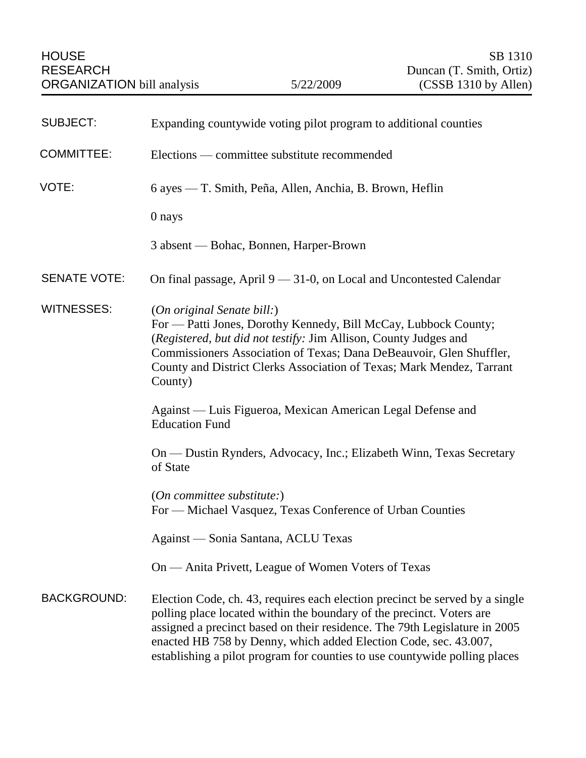HOUSE RESEARCH ORGANIZATION bill analysis | 5/22/2009 | SB 1310 Duncan (T. Smith, Ortiz) (CSSB 1310 by Allen)

---

**SUBJECT:** Expanding countywide voting pilot program to additional counties

**COMMITTEE:** Elections — committee substitute recommended

**VOTE:** 6 ayes — T. Smith, Peña, Allen, Anchia, B. Brown, Heflin

0 nays

3 absent — Bohac, Bonnen, Harper-Brown

**SENATE VOTE:** On final passage, April 9 — 31-0, on Local and Uncontested Calendar

**WITNESSES:** (*On original Senate bill:*)
For — Patti Jones, Dorothy Kennedy, Bill McCay, Lubbock County; (*Registered, but did not testify:* Jim Allison, County Judges and Commissioners Association of Texas; Dana DeBeauvoir, Glen Shuffler, County and District Clerks Association of Texas; Mark Mendez, Tarrant County)

Against — Luis Figueroa, Mexican American Legal Defense and Education Fund

On — Dustin Rynders, Advocacy, Inc.; Elizabeth Winn, Texas Secretary of State

(*On committee substitute:*)
For — Michael Vasquez, Texas Conference of Urban Counties

Against — Sonia Santana, ACLU Texas

On — Anita Privett, League of Women Voters of Texas

**BACKGROUND:** Election Code, ch. 43, requires each election precinct be served by a single polling place located within the boundary of the precinct. Voters are assigned a precinct based on their residence. The 79th Legislature in 2005 enacted HB 758 by Denny, which added Election Code, sec. 43.007, establishing a pilot program for counties to use countywide polling places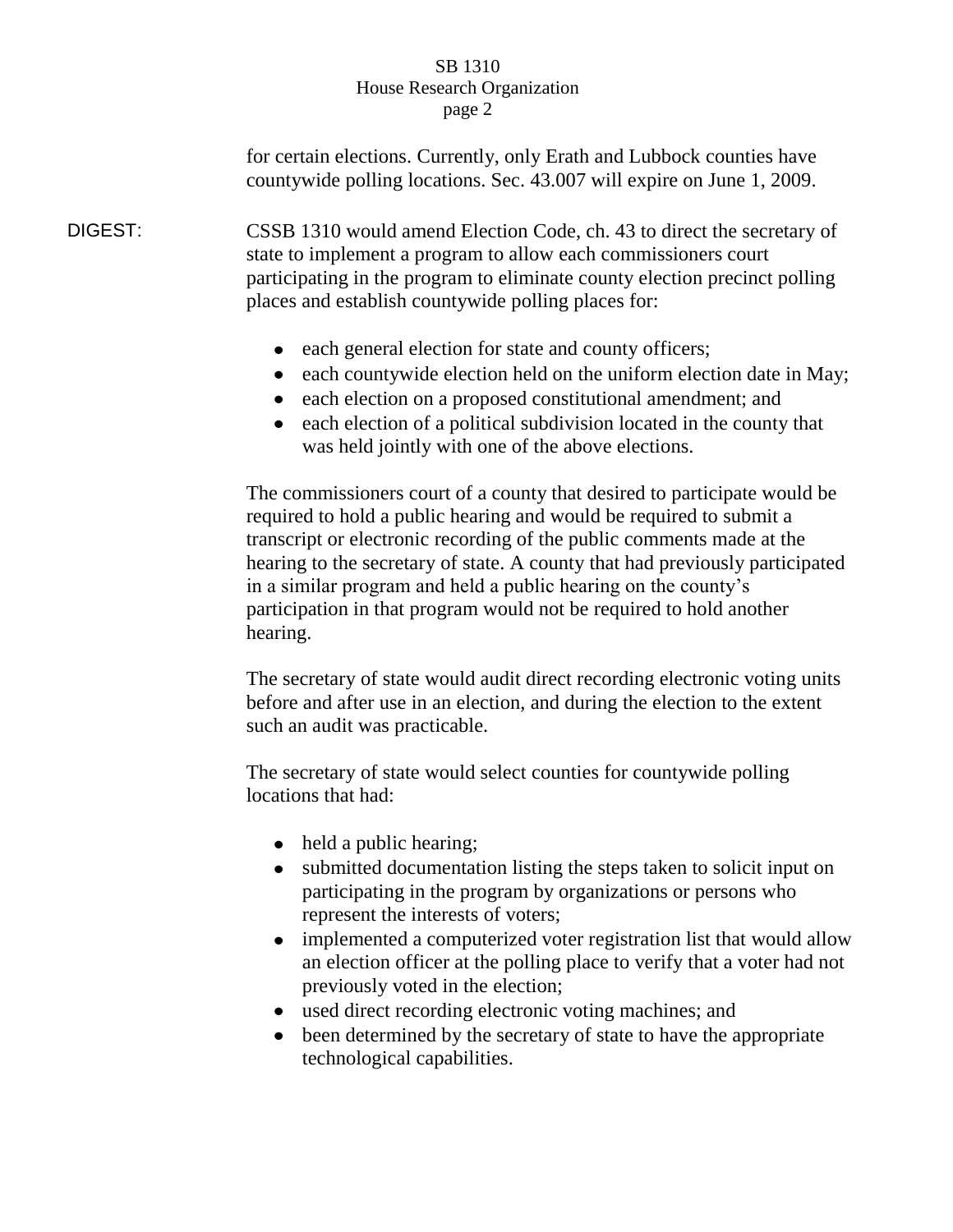for certain elections. Currently, only Erath and Lubbock counties have countywide polling locations. Sec. 43.007 will expire on June 1, 2009.

DIGEST: CSSB 1310 would amend Election Code, ch. 43 to direct the secretary of state to implement a program to allow each commissioners court participating in the program to eliminate county election precinct polling places and establish countywide polling places for:

- each general election for state and county officers;
- each countywide election held on the uniform election date in May;
- each election on a proposed constitutional amendment; and
- each election of a political subdivision located in the county that was held jointly with one of the above elections.

The commissioners court of a county that desired to participate would be required to hold a public hearing and would be required to submit a transcript or electronic recording of the public comments made at the hearing to the secretary of state. A county that had previously participated in a similar program and held a public hearing on the county's participation in that program would not be required to hold another hearing.

The secretary of state would audit direct recording electronic voting units before and after use in an election, and during the election to the extent such an audit was practicable.

The secretary of state would select counties for countywide polling locations that had:

- held a public hearing;
- submitted documentation listing the steps taken to solicit input on participating in the program by organizations or persons who represent the interests of voters;
- implemented a computerized voter registration list that would allow an election officer at the polling place to verify that a voter had not previously voted in the election;
- used direct recording electronic voting machines; and
- been determined by the secretary of state to have the appropriate technological capabilities.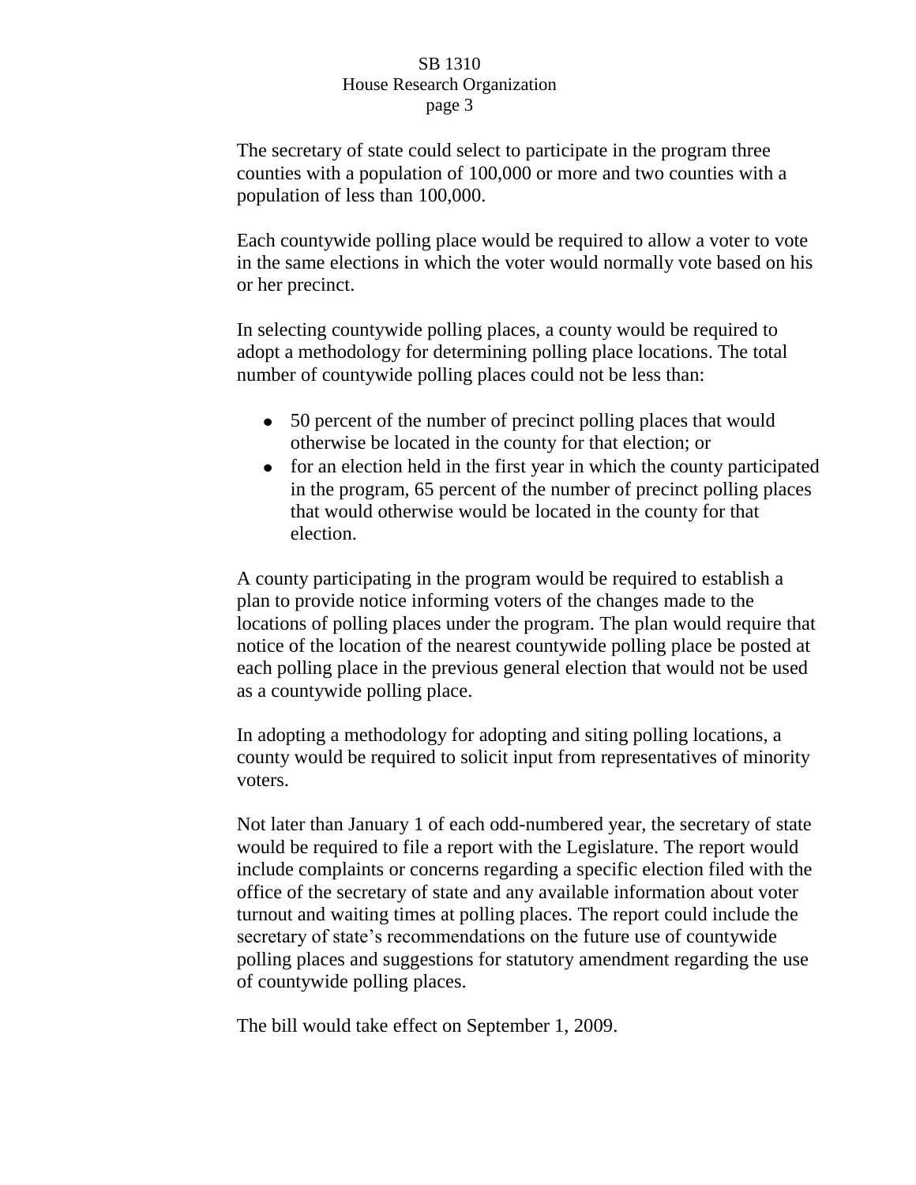The secretary of state could select to participate in the program three counties with a population of 100,000 or more and two counties with a population of less than 100,000.

Each countywide polling place would be required to allow a voter to vote in the same elections in which the voter would normally vote based on his or her precinct.

In selecting countywide polling places, a county would be required to adopt a methodology for determining polling place locations. The total number of countywide polling places could not be less than:

- 50 percent of the number of precinct polling places that would otherwise be located in the county for that election; or
- for an election held in the first year in which the county participated in the program, 65 percent of the number of precinct polling places that would otherwise would be located in the county for that election.

A county participating in the program would be required to establish a plan to provide notice informing voters of the changes made to the locations of polling places under the program. The plan would require that notice of the location of the nearest countywide polling place be posted at each polling place in the previous general election that would not be used as a countywide polling place.

In adopting a methodology for adopting and siting polling locations, a county would be required to solicit input from representatives of minority voters.

Not later than January 1 of each odd-numbered year, the secretary of state would be required to file a report with the Legislature. The report would include complaints or concerns regarding a specific election filed with the office of the secretary of state and any available information about voter turnout and waiting times at polling places. The report could include the secretary of state's recommendations on the future use of countywide polling places and suggestions for statutory amendment regarding the use of countywide polling places.

The bill would take effect on September 1, 2009.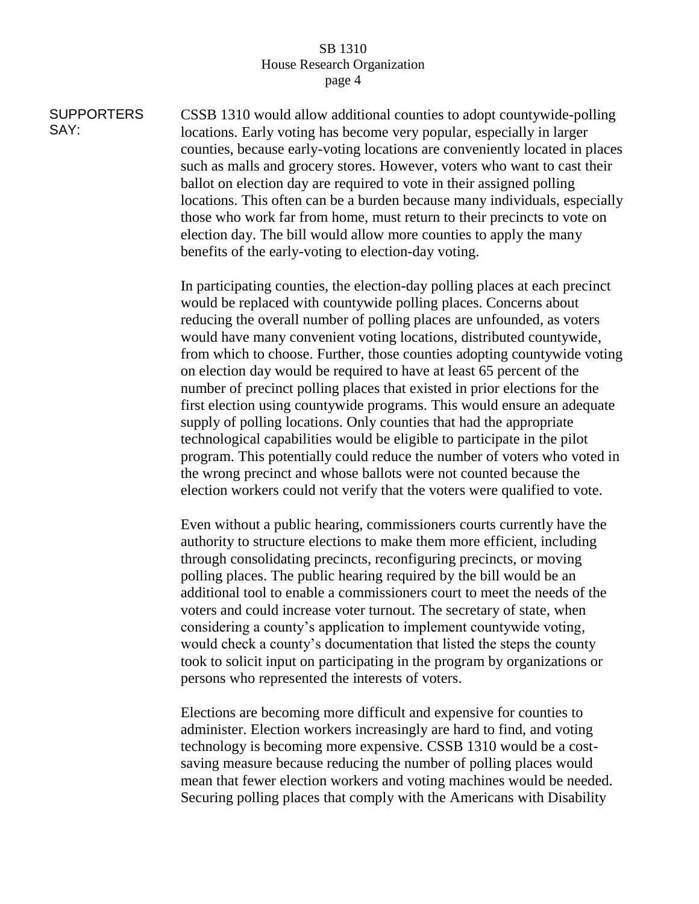**SUPPORTERS SAY:**

CSSB 1310 would allow additional counties to adopt countywide-polling locations. Early voting has become very popular, especially in larger counties, because early-voting locations are conveniently located in places such as malls and grocery stores. However, voters who want to cast their ballot on election day are required to vote in their assigned polling locations. This often can be a burden because many individuals, especially those who work far from home, must return to their precincts to vote on election day. The bill would allow more counties to apply the many benefits of the early-voting to election-day voting.

In participating counties, the election-day polling places at each precinct would be replaced with countywide polling places. Concerns about reducing the overall number of polling places are unfounded, as voters would have many convenient voting locations, distributed countywide, from which to choose. Further, those counties adopting countywide voting on election day would be required to have at least 65 percent of the number of precinct polling places that existed in prior elections for the first election using countywide programs. This would ensure an adequate supply of polling locations. Only counties that had the appropriate technological capabilities would be eligible to participate in the pilot program. This potentially could reduce the number of voters who voted in the wrong precinct and whose ballots were not counted because the election workers could not verify that the voters were qualified to vote.

Even without a public hearing, commissioners courts currently have the authority to structure elections to make them more efficient, including through consolidating precincts, reconfiguring precincts, or moving polling places. The public hearing required by the bill would be an additional tool to enable a commissioners court to meet the needs of the voters and could increase voter turnout. The secretary of state, when considering a county's application to implement countywide voting, would check a county's documentation that listed the steps the county took to solicit input on participating in the program by organizations or persons who represented the interests of voters.

Elections are becoming more difficult and expensive for counties to administer. Election workers increasingly are hard to find, and voting technology is becoming more expensive. CSSB 1310 would be a cost-saving measure because reducing the number of polling places would mean that fewer election workers and voting machines would be needed. Securing polling places that comply with the Americans with Disability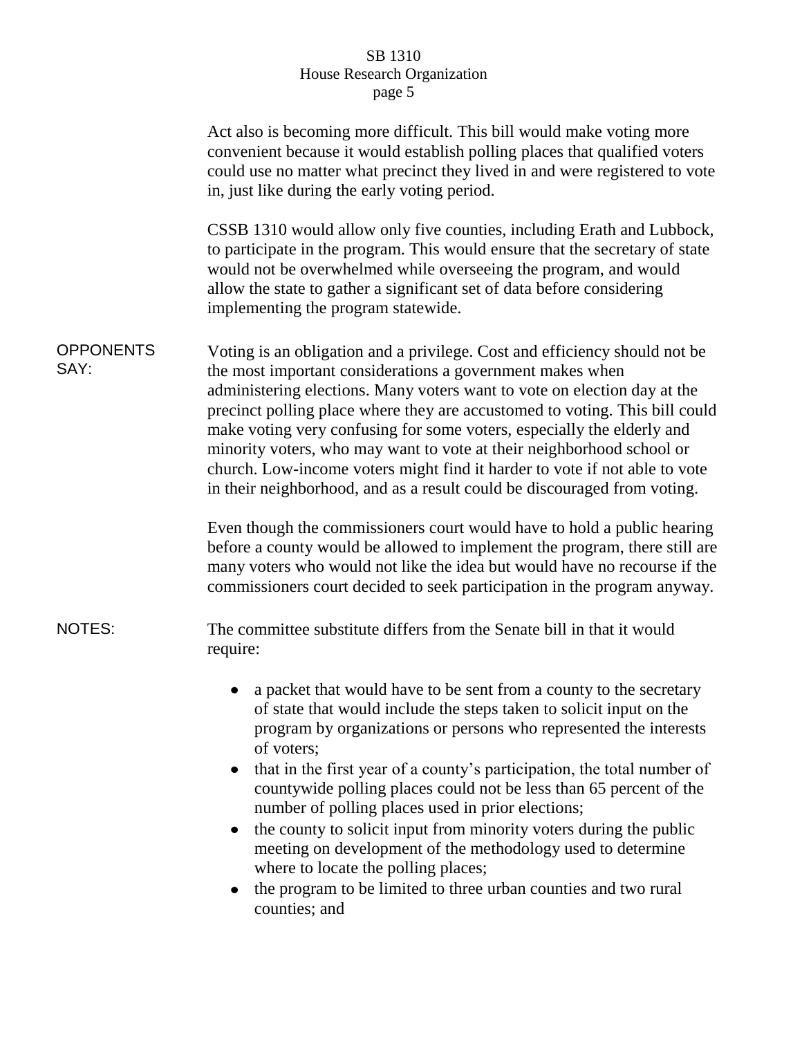Act also is becoming more difficult. This bill would make voting more convenient because it would establish polling places that qualified voters could use no matter what precinct they lived in and were registered to vote in, just like during the early voting period.

CSSB 1310 would allow only five counties, including Erath and Lubbock, to participate in the program. This would ensure that the secretary of state would not be overwhelmed while overseeing the program, and would allow the state to gather a significant set of data before considering implementing the program statewide.

**OPPONENTS SAY:** Voting is an obligation and a privilege. Cost and efficiency should not be the most important considerations a government makes when administering elections. Many voters want to vote on election day at the precinct polling place where they are accustomed to voting. This bill could make voting very confusing for some voters, especially the elderly and minority voters, who may want to vote at their neighborhood school or church. Low-income voters might find it harder to vote if not able to vote in their neighborhood, and as a result could be discouraged from voting.

Even though the commissioners court would have to hold a public hearing before a county would be allowed to implement the program, there still are many voters who would not like the idea but would have no recourse if the commissioners court decided to seek participation in the program anyway.

**NOTES:** The committee substitute differs from the Senate bill in that it would require:

- a packet that would have to be sent from a county to the secretary of state that would include the steps taken to solicit input on the program by organizations or persons who represented the interests of voters;
- that in the first year of a county's participation, the total number of countywide polling places could not be less than 65 percent of the number of polling places used in prior elections;
- the county to solicit input from minority voters during the public meeting on development of the methodology used to determine where to locate the polling places;
- the program to be limited to three urban counties and two rural counties; and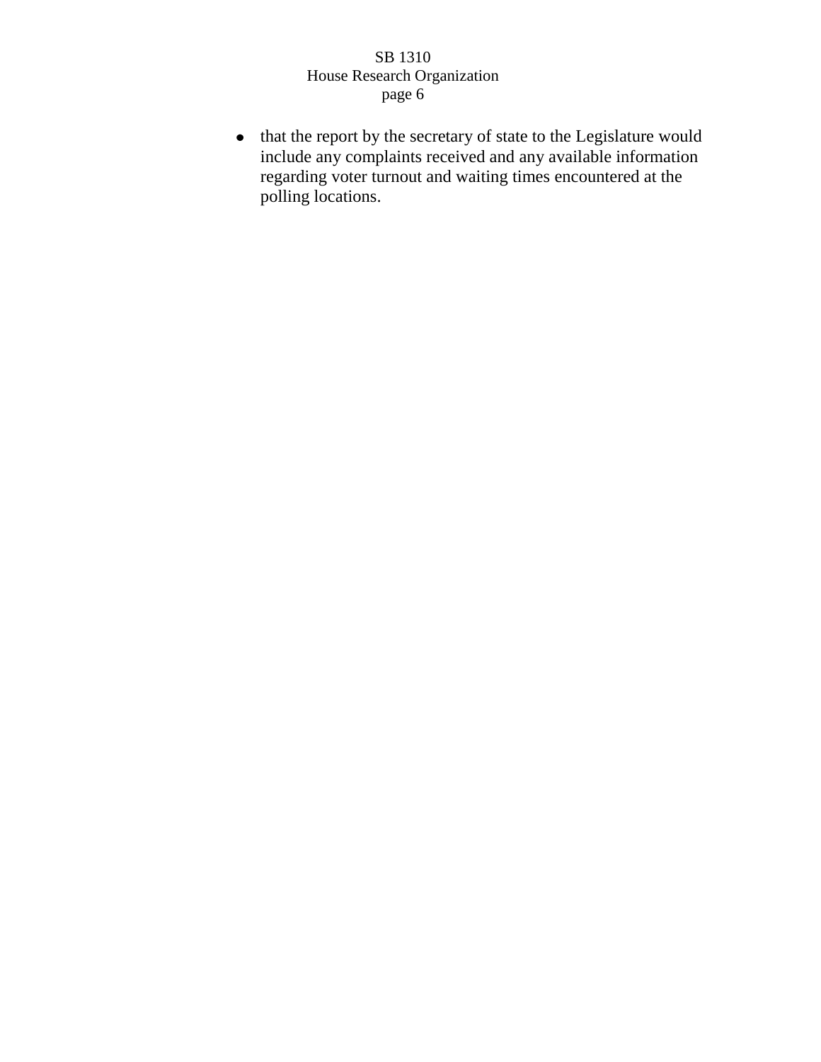- that the report by the secretary of state to the Legislature would include any complaints received and any available information regarding voter turnout and waiting times encountered at the polling locations.